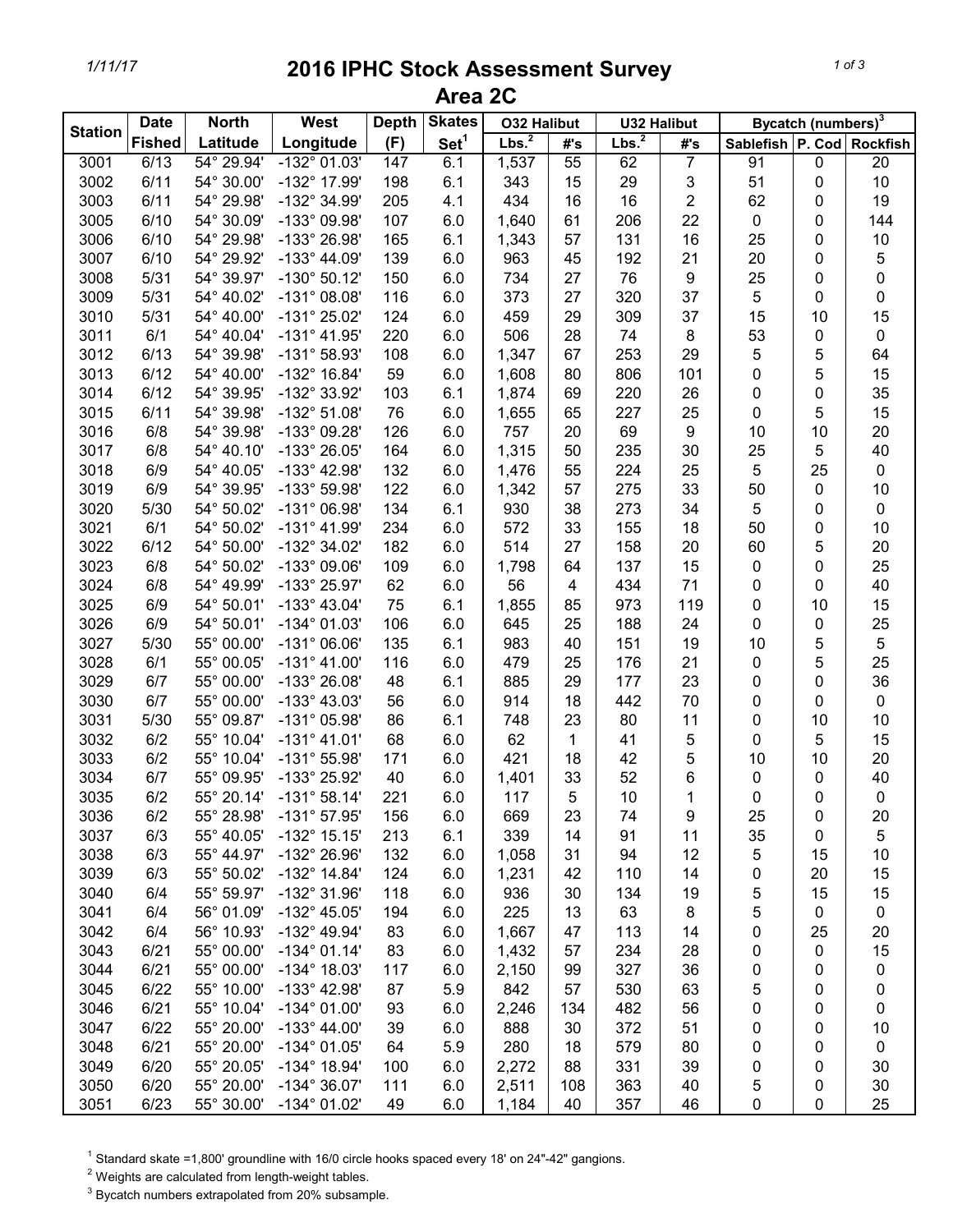# 2016 IPHC Stock Assessment Survey

## Area 2C

| Station | Date Fished | North Latitude | West Longitude | Depth (F) | Skates Set[1] | O32 Halibut Lbs.[2] | O32 Halibut #'s | U32 Halibut Lbs.[2] | U32 Halibut #'s | Bycatch (numbers)[3] Sablefish | P. Cod | Rockfish |
|---|---|---|---|---|---|---|---|---|---|---|---|---|
| 3001 | 6/13 | 54° 29.94' | -132° 01.03' | 147 | 6.1 | 1,537 | 55 | 62 | 7 | 91 | 0 | 20 |
| 3002 | 6/11 | 54° 30.00' | -132° 17.99' | 198 | 6.1 | 343 | 15 | 29 | 3 | 51 | 0 | 10 |
| 3003 | 6/11 | 54° 29.98' | -132° 34.99' | 205 | 4.1 | 434 | 16 | 16 | 2 | 62 | 0 | 19 |
| 3005 | 6/10 | 54° 30.09' | -133° 09.98' | 107 | 6.0 | 1,640 | 61 | 206 | 22 | 0 | 0 | 144 |
| 3006 | 6/10 | 54° 29.98' | -133° 26.98' | 165 | 6.1 | 1,343 | 57 | 131 | 16 | 25 | 0 | 10 |
| 3007 | 6/10 | 54° 29.92' | -133° 44.09' | 139 | 6.0 | 963 | 45 | 192 | 21 | 20 | 0 | 5 |
| 3008 | 5/31 | 54° 39.97' | -130° 50.12' | 150 | 6.0 | 734 | 27 | 76 | 9 | 25 | 0 | 0 |
| 3009 | 5/31 | 54° 40.02' | -131° 08.08' | 116 | 6.0 | 373 | 27 | 320 | 37 | 5 | 0 | 0 |
| 3010 | 5/31 | 54° 40.00' | -131° 25.02' | 124 | 6.0 | 459 | 29 | 309 | 37 | 15 | 10 | 15 |
| 3011 | 6/1 | 54° 40.04' | -131° 41.95' | 220 | 6.0 | 506 | 28 | 74 | 8 | 53 | 0 | 0 |
| 3012 | 6/13 | 54° 39.98' | -131° 58.93' | 108 | 6.0 | 1,347 | 67 | 253 | 29 | 5 | 5 | 64 |
| 3013 | 6/12 | 54° 40.00' | -132° 16.84' | 59 | 6.0 | 1,608 | 80 | 806 | 101 | 0 | 5 | 15 |
| 3014 | 6/12 | 54° 39.95' | -132° 33.92' | 103 | 6.1 | 1,874 | 69 | 220 | 26 | 0 | 0 | 35 |
| 3015 | 6/11 | 54° 39.98' | -132° 51.08' | 76 | 6.0 | 1,655 | 65 | 227 | 25 | 0 | 5 | 15 |
| 3016 | 6/8 | 54° 39.98' | -133° 09.28' | 126 | 6.0 | 757 | 20 | 69 | 9 | 10 | 10 | 20 |
| 3017 | 6/8 | 54° 40.10' | -133° 26.05' | 164 | 6.0 | 1,315 | 50 | 235 | 30 | 25 | 5 | 40 |
| 3018 | 6/9 | 54° 40.05' | -133° 42.98' | 132 | 6.0 | 1,476 | 55 | 224 | 25 | 5 | 25 | 0 |
| 3019 | 6/9 | 54° 39.95' | -133° 59.98' | 122 | 6.0 | 1,342 | 57 | 275 | 33 | 50 | 0 | 10 |
| 3020 | 5/30 | 54° 50.02' | -131° 06.98' | 134 | 6.1 | 930 | 38 | 273 | 34 | 5 | 0 | 0 |
| 3021 | 6/1 | 54° 50.02' | -131° 41.99' | 234 | 6.0 | 572 | 33 | 155 | 18 | 50 | 0 | 10 |
| 3022 | 6/12 | 54° 50.00' | -132° 34.02' | 182 | 6.0 | 514 | 27 | 158 | 20 | 60 | 5 | 20 |
| 3023 | 6/8 | 54° 50.02' | -133° 09.06' | 109 | 6.0 | 1,798 | 64 | 137 | 15 | 0 | 0 | 25 |
| 3024 | 6/8 | 54° 49.99' | -133° 25.97' | 62 | 6.0 | 56 | 4 | 434 | 71 | 0 | 0 | 40 |
| 3025 | 6/9 | 54° 50.01' | -133° 43.04' | 75 | 6.1 | 1,855 | 85 | 973 | 119 | 0 | 10 | 15 |
| 3026 | 6/9 | 54° 50.01' | -134° 01.03' | 106 | 6.0 | 645 | 25 | 188 | 24 | 0 | 0 | 25 |
| 3027 | 5/30 | 55° 00.00' | -131° 06.06' | 135 | 6.1 | 983 | 40 | 151 | 19 | 10 | 5 | 5 |
| 3028 | 6/1 | 55° 00.05' | -131° 41.00' | 116 | 6.0 | 479 | 25 | 176 | 21 | 0 | 5 | 25 |
| 3029 | 6/7 | 55° 00.00' | -133° 26.08' | 48 | 6.1 | 885 | 29 | 177 | 23 | 0 | 0 | 36 |
| 3030 | 6/7 | 55° 00.00' | -133° 43.03' | 56 | 6.0 | 914 | 18 | 442 | 70 | 0 | 0 | 0 |
| 3031 | 5/30 | 55° 09.87' | -131° 05.98' | 86 | 6.1 | 748 | 23 | 80 | 11 | 0 | 10 | 10 |
| 3032 | 6/2 | 55° 10.04' | -131° 41.01' | 68 | 6.0 | 62 | 1 | 41 | 5 | 0 | 5 | 15 |
| 3033 | 6/2 | 55° 10.04' | -131° 55.98' | 171 | 6.0 | 421 | 18 | 42 | 5 | 10 | 10 | 20 |
| 3034 | 6/7 | 55° 09.95' | -133° 25.92' | 40 | 6.0 | 1,401 | 33 | 52 | 6 | 0 | 0 | 40 |
| 3035 | 6/2 | 55° 20.14' | -131° 58.14' | 221 | 6.0 | 117 | 5 | 10 | 1 | 0 | 0 | 0 |
| 3036 | 6/2 | 55° 28.98' | -131° 57.95' | 156 | 6.0 | 669 | 23 | 74 | 9 | 25 | 0 | 20 |
| 3037 | 6/3 | 55° 40.05' | -132° 15.15' | 213 | 6.1 | 339 | 14 | 91 | 11 | 35 | 0 | 5 |
| 3038 | 6/3 | 55° 44.97' | -132° 26.96' | 132 | 6.0 | 1,058 | 31 | 94 | 12 | 5 | 15 | 10 |
| 3039 | 6/3 | 55° 50.02' | -132° 14.84' | 124 | 6.0 | 1,231 | 42 | 110 | 14 | 0 | 20 | 15 |
| 3040 | 6/4 | 55° 59.97' | -132° 31.96' | 118 | 6.0 | 936 | 30 | 134 | 19 | 5 | 15 | 15 |
| 3041 | 6/4 | 56° 01.09' | -132° 45.05' | 194 | 6.0 | 225 | 13 | 63 | 8 | 5 | 0 | 0 |
| 3042 | 6/4 | 56° 10.93' | -132° 49.94' | 83 | 6.0 | 1,667 | 47 | 113 | 14 | 0 | 25 | 20 |
| 3043 | 6/21 | 55° 00.00' | -134° 01.14' | 83 | 6.0 | 1,432 | 57 | 234 | 28 | 0 | 0 | 15 |
| 3044 | 6/21 | 55° 00.00' | -134° 18.03' | 117 | 6.0 | 2,150 | 99 | 327 | 36 | 0 | 0 | 0 |
| 3045 | 6/22 | 55° 10.00' | -133° 42.98' | 87 | 5.9 | 842 | 57 | 530 | 63 | 5 | 0 | 0 |
| 3046 | 6/21 | 55° 10.04' | -134° 01.00' | 93 | 6.0 | 2,246 | 134 | 482 | 56 | 0 | 0 | 0 |
| 3047 | 6/22 | 55° 20.00' | -133° 44.00' | 39 | 6.0 | 888 | 30 | 372 | 51 | 0 | 0 | 10 |
| 3048 | 6/21 | 55° 20.00' | -134° 01.05' | 64 | 5.9 | 280 | 18 | 579 | 80 | 0 | 0 | 0 |
| 3049 | 6/20 | 55° 20.05' | -134° 18.94' | 100 | 6.0 | 2,272 | 88 | 331 | 39 | 0 | 0 | 30 |
| 3050 | 6/20 | 55° 20.00' | -134° 36.07' | 111 | 6.0 | 2,511 | 108 | 363 | 40 | 5 | 0 | 30 |
| 3051 | 6/23 | 55° 30.00' | -134° 01.02' | 49 | 6.0 | 1,184 | 40 | 357 | 46 | 0 | 0 | 25 |

[1] Standard skate =1,800' groundline with 16/0 circle hooks spaced every 18' on 24"-42" gangions.

[2] Weights are calculated from length-weight tables.

[3] Bycatch numbers extrapolated from 20% subsample.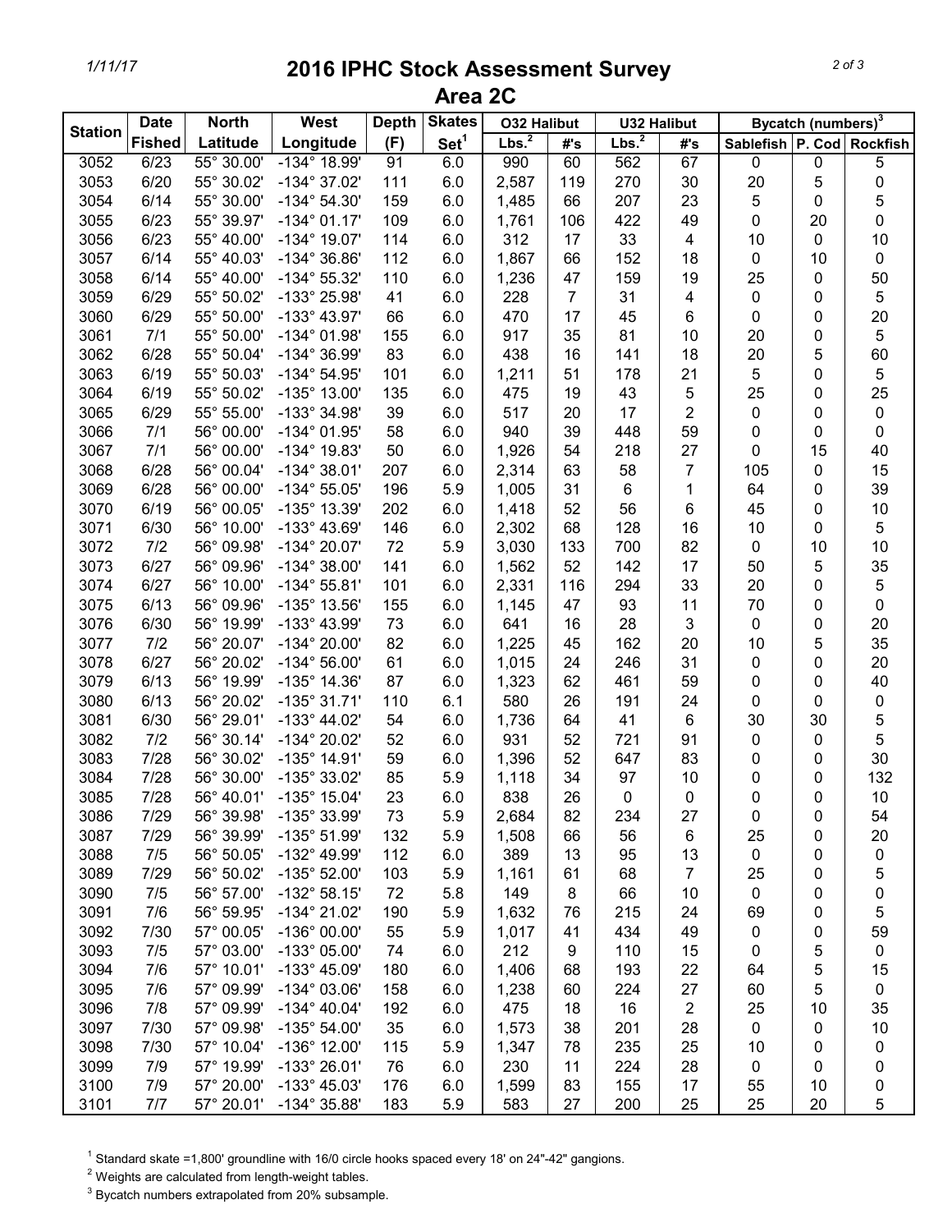# 2016 IPHC Stock Assessment Survey

## Area 2C

| Station | Date Fished | North Latitude | West Longitude | Depth (F) | Skates Set[1] | O32 Halibut | | U32 Halibut | | Bycatch (numbers)[3] | | |
|---|---|---|---|---|---|---|---|---|---|---|---|---|
| | | | | | | Lbs.[2] | #'s | Lbs.[2] | #'s | Sablefish | P. Cod | Rockfish |
| 3052 | 6/23 | 55° 30.00' | -134° 18.99' | 91 | 6.0 | 990 | 60 | 562 | 67 | 0 | 0 | 5 |
| 3053 | 6/20 | 55° 30.02' | -134° 37.02' | 111 | 6.0 | 2,587 | 119 | 270 | 30 | 20 | 5 | 0 |
| 3054 | 6/14 | 55° 30.00' | -134° 54.30' | 159 | 6.0 | 1,485 | 66 | 207 | 23 | 5 | 0 | 5 |
| 3055 | 6/23 | 55° 39.97' | -134° 01.17' | 109 | 6.0 | 1,761 | 106 | 422 | 49 | 0 | 20 | 0 |
| 3056 | 6/23 | 55° 40.00' | -134° 19.07' | 114 | 6.0 | 312 | 17 | 33 | 4 | 10 | 0 | 10 |
| 3057 | 6/14 | 55° 40.03' | -134° 36.86' | 112 | 6.0 | 1,867 | 66 | 152 | 18 | 0 | 10 | 0 |
| 3058 | 6/14 | 55° 40.00' | -134° 55.32' | 110 | 6.0 | 1,236 | 47 | 159 | 19 | 25 | 0 | 50 |
| 3059 | 6/29 | 55° 50.02' | -133° 25.98' | 41 | 6.0 | 228 | 7 | 31 | 4 | 0 | 0 | 5 |
| 3060 | 6/29 | 55° 50.00' | -133° 43.97' | 66 | 6.0 | 470 | 17 | 45 | 6 | 0 | 0 | 20 |
| 3061 | 7/1 | 55° 50.00' | -134° 01.98' | 155 | 6.0 | 917 | 35 | 81 | 10 | 20 | 0 | 5 |
| 3062 | 6/28 | 55° 50.04' | -134° 36.99' | 83 | 6.0 | 438 | 16 | 141 | 18 | 20 | 5 | 60 |
| 3063 | 6/19 | 55° 50.03' | -134° 54.95' | 101 | 6.0 | 1,211 | 51 | 178 | 21 | 5 | 0 | 5 |
| 3064 | 6/19 | 55° 50.02' | -135° 13.00' | 135 | 6.0 | 475 | 19 | 43 | 5 | 25 | 0 | 25 |
| 3065 | 6/29 | 55° 55.00' | -133° 34.98' | 39 | 6.0 | 517 | 20 | 17 | 2 | 0 | 0 | 0 |
| 3066 | 7/1 | 56° 00.00' | -134° 01.95' | 58 | 6.0 | 940 | 39 | 448 | 59 | 0 | 0 | 0 |
| 3067 | 7/1 | 56° 00.00' | -134° 19.83' | 50 | 6.0 | 1,926 | 54 | 218 | 27 | 0 | 15 | 40 |
| 3068 | 6/28 | 56° 00.04' | -134° 38.01' | 207 | 6.0 | 2,314 | 63 | 58 | 7 | 105 | 0 | 15 |
| 3069 | 6/28 | 56° 00.00' | -134° 55.05' | 196 | 5.9 | 1,005 | 31 | 6 | 1 | 64 | 0 | 39 |
| 3070 | 6/19 | 56° 00.05' | -135° 13.39' | 202 | 6.0 | 1,418 | 52 | 56 | 6 | 45 | 0 | 10 |
| 3071 | 6/30 | 56° 10.00' | -133° 43.69' | 146 | 6.0 | 2,302 | 68 | 128 | 16 | 10 | 0 | 5 |
| 3072 | 7/2 | 56° 09.98' | -134° 20.07' | 72 | 5.9 | 3,030 | 133 | 700 | 82 | 0 | 10 | 10 |
| 3073 | 6/27 | 56° 09.96' | -134° 38.00' | 141 | 6.0 | 1,562 | 52 | 142 | 17 | 50 | 5 | 35 |
| 3074 | 6/27 | 56° 10.00' | -134° 55.81' | 101 | 6.0 | 2,331 | 116 | 294 | 33 | 20 | 0 | 5 |
| 3075 | 6/13 | 56° 09.96' | -135° 13.56' | 155 | 6.0 | 1,145 | 47 | 93 | 11 | 70 | 0 | 0 |
| 3076 | 6/30 | 56° 19.99' | -133° 43.99' | 73 | 6.0 | 641 | 16 | 28 | 3 | 0 | 0 | 20 |
| 3077 | 7/2 | 56° 20.07' | -134° 20.00' | 82 | 6.0 | 1,225 | 45 | 162 | 20 | 10 | 5 | 35 |
| 3078 | 6/27 | 56° 20.02' | -134° 56.00' | 61 | 6.0 | 1,015 | 24 | 246 | 31 | 0 | 0 | 20 |
| 3079 | 6/13 | 56° 19.99' | -135° 14.36' | 87 | 6.0 | 1,323 | 62 | 461 | 59 | 0 | 0 | 40 |
| 3080 | 6/13 | 56° 20.02' | -135° 31.71' | 110 | 6.1 | 580 | 26 | 191 | 24 | 0 | 0 | 0 |
| 3081 | 6/30 | 56° 29.01' | -133° 44.02' | 54 | 6.0 | 1,736 | 64 | 41 | 6 | 30 | 30 | 5 |
| 3082 | 7/2 | 56° 30.14' | -134° 20.02' | 52 | 6.0 | 931 | 52 | 721 | 91 | 0 | 0 | 5 |
| 3083 | 7/28 | 56° 30.02' | -135° 14.91' | 59 | 6.0 | 1,396 | 52 | 647 | 83 | 0 | 0 | 30 |
| 3084 | 7/28 | 56° 30.00' | -135° 33.02' | 85 | 5.9 | 1,118 | 34 | 97 | 10 | 0 | 0 | 132 |
| 3085 | 7/28 | 56° 40.01' | -135° 15.04' | 23 | 6.0 | 838 | 26 | 0 | 0 | 0 | 0 | 10 |
| 3086 | 7/29 | 56° 39.98' | -135° 33.99' | 73 | 5.9 | 2,684 | 82 | 234 | 27 | 0 | 0 | 54 |
| 3087 | 7/29 | 56° 39.99' | -135° 51.99' | 132 | 5.9 | 1,508 | 66 | 56 | 6 | 25 | 0 | 20 |
| 3088 | 7/5 | 56° 50.05' | -132° 49.99' | 112 | 6.0 | 389 | 13 | 95 | 13 | 0 | 0 | 0 |
| 3089 | 7/29 | 56° 50.02' | -135° 52.00' | 103 | 5.9 | 1,161 | 61 | 68 | 7 | 25 | 0 | 5 |
| 3090 | 7/5 | 56° 57.00' | -132° 58.15' | 72 | 5.8 | 149 | 8 | 66 | 10 | 0 | 0 | 0 |
| 3091 | 7/6 | 56° 59.95' | -134° 21.02' | 190 | 5.9 | 1,632 | 76 | 215 | 24 | 69 | 0 | 5 |
| 3092 | 7/30 | 57° 00.05' | -136° 00.00' | 55 | 5.9 | 1,017 | 41 | 434 | 49 | 0 | 0 | 59 |
| 3093 | 7/5 | 57° 03.00' | -133° 05.00' | 74 | 6.0 | 212 | 9 | 110 | 15 | 0 | 5 | 0 |
| 3094 | 7/6 | 57° 10.01' | -133° 45.09' | 180 | 6.0 | 1,406 | 68 | 193 | 22 | 64 | 5 | 15 |
| 3095 | 7/6 | 57° 09.99' | -134° 03.06' | 158 | 6.0 | 1,238 | 60 | 224 | 27 | 60 | 5 | 0 |
| 3096 | 7/8 | 57° 09.99' | -134° 40.04' | 192 | 6.0 | 475 | 18 | 16 | 2 | 25 | 10 | 35 |
| 3097 | 7/30 | 57° 09.98' | -135° 54.00' | 35 | 6.0 | 1,573 | 38 | 201 | 28 | 0 | 0 | 10 |
| 3098 | 7/30 | 57° 10.04' | -136° 12.00' | 115 | 5.9 | 1,347 | 78 | 235 | 25 | 10 | 0 | 0 |
| 3099 | 7/9 | 57° 19.99' | -133° 26.01' | 76 | 6.0 | 230 | 11 | 224 | 28 | 0 | 0 | 0 |
| 3100 | 7/9 | 57° 20.00' | -133° 45.03' | 176 | 6.0 | 1,599 | 83 | 155 | 17 | 55 | 10 | 0 |
| 3101 | 7/7 | 57° 20.01' | -134° 35.88' | 183 | 5.9 | 583 | 27 | 200 | 25 | 25 | 20 | 5 |

[1] Standard skate =1,800' groundline with 16/0 circle hooks spaced every 18' on 24"-42" gangions.

[2] Weights are calculated from length-weight tables.

[3] Bycatch numbers extrapolated from 20% subsample.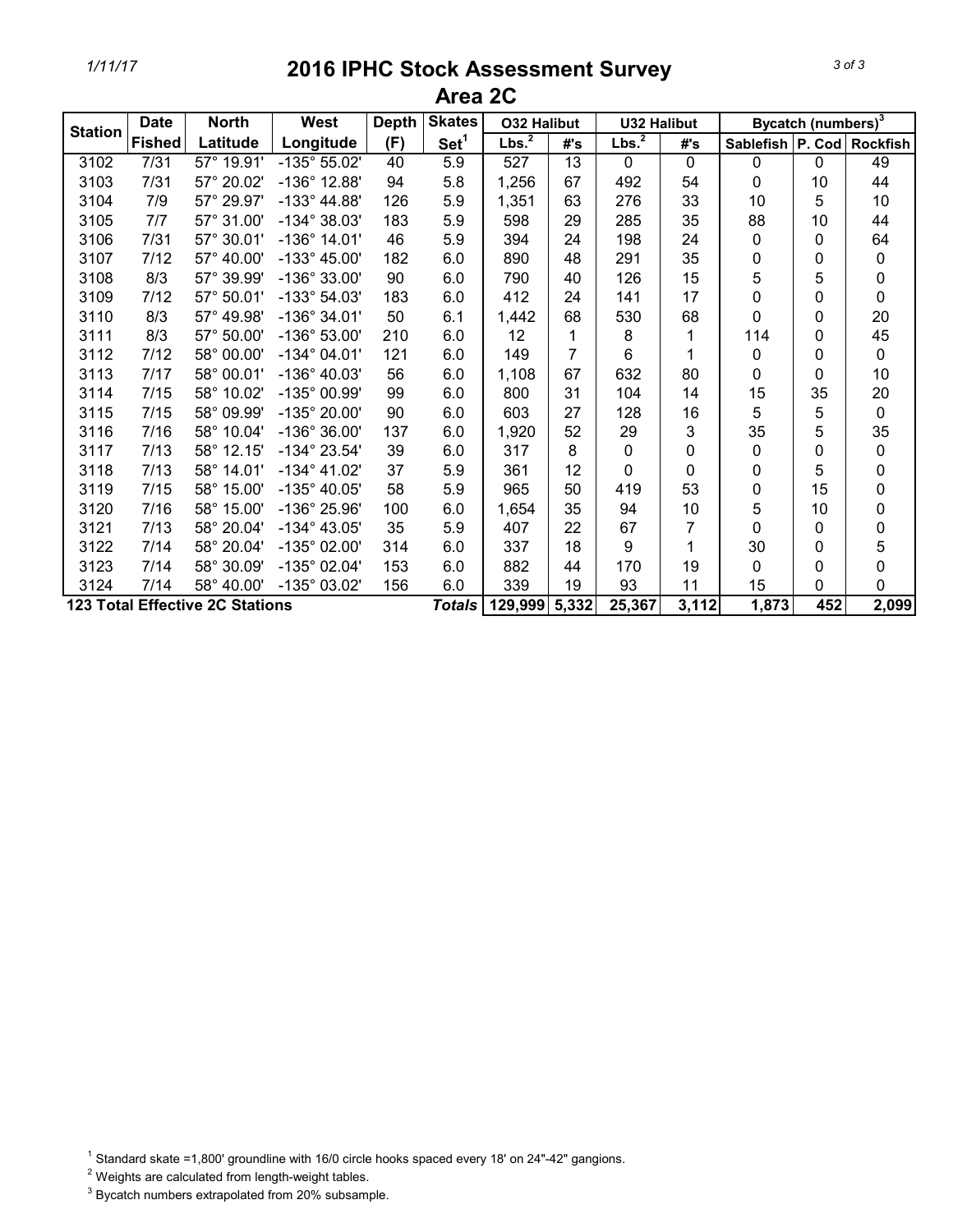# 2016 IPHC Stock Assessment Survey
## Area 2C

| Station | Date Fished | North Latitude | West Longitude | Depth (F) | Skates Set[1] | O32 Halibut | | U32 Halibut | | Bycatch (numbers)[3] | | |
|---|---|---|---|---|---|---|---|---|---|---|---|---|
| | | | | | | Lbs.[2] | #'s | Lbs.[2] | #'s | Sablefish | P. Cod | Rockfish |
| 3102 | 7/31 | 57° 19.91' | -135° 55.02' | 40 | 5.9 | 527 | 13 | 0 | 0 | 0 | 0 | 49 |
| 3103 | 7/31 | 57° 20.02' | -136° 12.88' | 94 | 5.8 | 1,256 | 67 | 492 | 54 | 0 | 10 | 44 |
| 3104 | 7/9 | 57° 29.97' | -133° 44.88' | 126 | 5.9 | 1,351 | 63 | 276 | 33 | 10 | 5 | 10 |
| 3105 | 7/7 | 57° 31.00' | -134° 38.03' | 183 | 5.9 | 598 | 29 | 285 | 35 | 88 | 10 | 44 |
| 3106 | 7/31 | 57° 30.01' | -136° 14.01' | 46 | 5.9 | 394 | 24 | 198 | 24 | 0 | 0 | 64 |
| 3107 | 7/12 | 57° 40.00' | -133° 45.00' | 182 | 6.0 | 890 | 48 | 291 | 35 | 0 | 0 | 0 |
| 3108 | 8/3 | 57° 39.99' | -136° 33.00' | 90 | 6.0 | 790 | 40 | 126 | 15 | 5 | 5 | 0 |
| 3109 | 7/12 | 57° 50.01' | -133° 54.03' | 183 | 6.0 | 412 | 24 | 141 | 17 | 0 | 0 | 0 |
| 3110 | 8/3 | 57° 49.98' | -136° 34.01' | 50 | 6.1 | 1,442 | 68 | 530 | 68 | 0 | 0 | 20 |
| 3111 | 8/3 | 57° 50.00' | -136° 53.00' | 210 | 6.0 | 12 | 1 | 8 | 1 | 114 | 0 | 45 |
| 3112 | 7/12 | 58° 00.00' | -134° 04.01' | 121 | 6.0 | 149 | 7 | 6 | 1 | 0 | 0 | 0 |
| 3113 | 7/17 | 58° 00.01' | -136° 40.03' | 56 | 6.0 | 1,108 | 67 | 632 | 80 | 0 | 0 | 10 |
| 3114 | 7/15 | 58° 10.02' | -135° 00.99' | 99 | 6.0 | 800 | 31 | 104 | 14 | 15 | 35 | 20 |
| 3115 | 7/15 | 58° 09.99' | -135° 20.00' | 90 | 6.0 | 603 | 27 | 128 | 16 | 5 | 5 | 0 |
| 3116 | 7/16 | 58° 10.04' | -136° 36.00' | 137 | 6.0 | 1,920 | 52 | 29 | 3 | 35 | 5 | 35 |
| 3117 | 7/13 | 58° 12.15' | -134° 23.54' | 39 | 6.0 | 317 | 8 | 0 | 0 | 0 | 0 | 0 |
| 3118 | 7/13 | 58° 14.01' | -134° 41.02' | 37 | 5.9 | 361 | 12 | 0 | 0 | 0 | 5 | 0 |
| 3119 | 7/15 | 58° 15.00' | -135° 40.05' | 58 | 5.9 | 965 | 50 | 419 | 53 | 0 | 15 | 0 |
| 3120 | 7/16 | 58° 15.00' | -136° 25.96' | 100 | 6.0 | 1,654 | 35 | 94 | 10 | 5 | 10 | 0 |
| 3121 | 7/13 | 58° 20.04' | -134° 43.05' | 35 | 5.9 | 407 | 22 | 67 | 7 | 0 | 0 | 0 |
| 3122 | 7/14 | 58° 20.04' | -135° 02.00' | 314 | 6.0 | 337 | 18 | 9 | 1 | 30 | 0 | 5 |
| 3123 | 7/14 | 58° 30.09' | -135° 02.04' | 153 | 6.0 | 882 | 44 | 170 | 19 | 0 | 0 | 0 |
| 3124 | 7/14 | 58° 40.00' | -135° 03.02' | 156 | 6.0 | 339 | 19 | 93 | 11 | 15 | 0 | 0 |
| **123 Total Effective 2C Stations** | | | | | ***Totals*** | **129,999** | **5,332** | **25,367** | **3,112** | **1,873** | **452** | **2,099** |

[1] Standard skate =1,800' groundline with 16/0 circle hooks spaced every 18' on 24"-42" gangions.

[2] Weights are calculated from length-weight tables.

[3] Bycatch numbers extrapolated from 20% subsample.